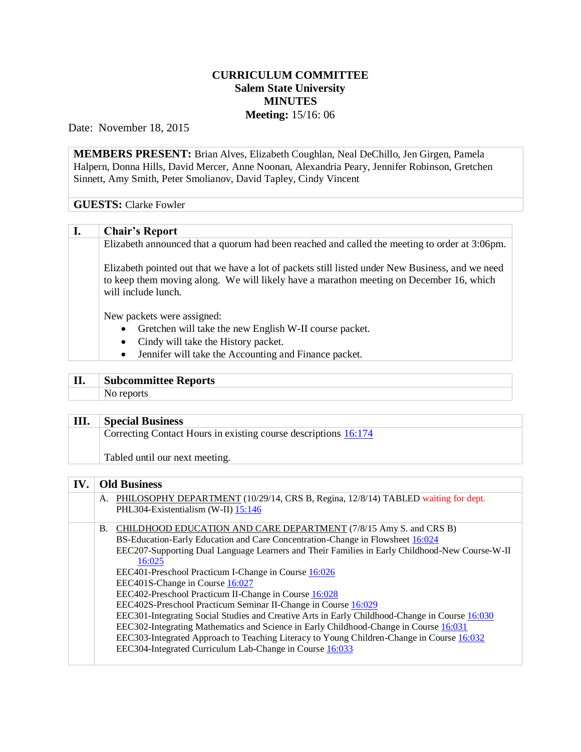# CURRICULUM COMMITTEE
## Salem State University
## MINUTES
**Meeting:** 15/16: 06

Date: November 18, 2015

**MEMBERS PRESENT:** Brian Alves, Elizabeth Coughlan, Neal DeChillo, Jen Girgen, Pamela Halpern, Donna Hills, David Mercer, Anne Noonan, Alexandria Peary, Jennifer Robinson, Gretchen Sinnett, Amy Smith, Peter Smolianov, David Tapley, Cindy Vincent

**GUESTS:** Clarke Fowler

## I. Chair's Report

Elizabeth announced that a quorum had been reached and called the meeting to order at 3:06pm.

Elizabeth pointed out that we have a lot of packets still listed under New Business, and we need to keep them moving along. We will likely have a marathon meeting on December 16, which will include lunch.

New packets were assigned:

- Gretchen will take the new English W-II course packet.
- Cindy will take the History packet.
- Jennifer will take the Accounting and Finance packet.

## II. Subcommittee Reports

No reports

## III. Special Business

Correcting Contact Hours in existing course descriptions 16:174

Tabled until our next meeting.

## IV. Old Business

A. PHILOSOPHY DEPARTMENT (10/29/14, CRS B, Regina, 12/8/14) TABLED waiting for dept.
PHL304-Existentialism (W-II) 15:146

B. CHILDHOOD EDUCATION AND CARE DEPARTMENT (7/8/15 Amy S. and CRS B)
BS-Education-Early Education and Care Concentration-Change in Flowsheet 16:024
EEC207-Supporting Dual Language Learners and Their Families in Early Childhood-New Course-W-II 16:025
EEC401-Preschool Practicum I-Change in Course 16:026
EEC401S-Change in Course 16:027
EEC402-Preschool Practicum II-Change in Course 16:028
EEC402S-Preschool Practicum Seminar II-Change in Course 16:029
EEC301-Integrating Social Studies and Creative Arts in Early Childhood-Change in Course 16:030
EEC302-Integrating Mathematics and Science in Early Childhood-Change in Course 16:031
EEC303-Integrated Approach to Teaching Literacy to Young Children-Change in Course 16:032
EEC304-Integrated Curriculum Lab-Change in Course 16:033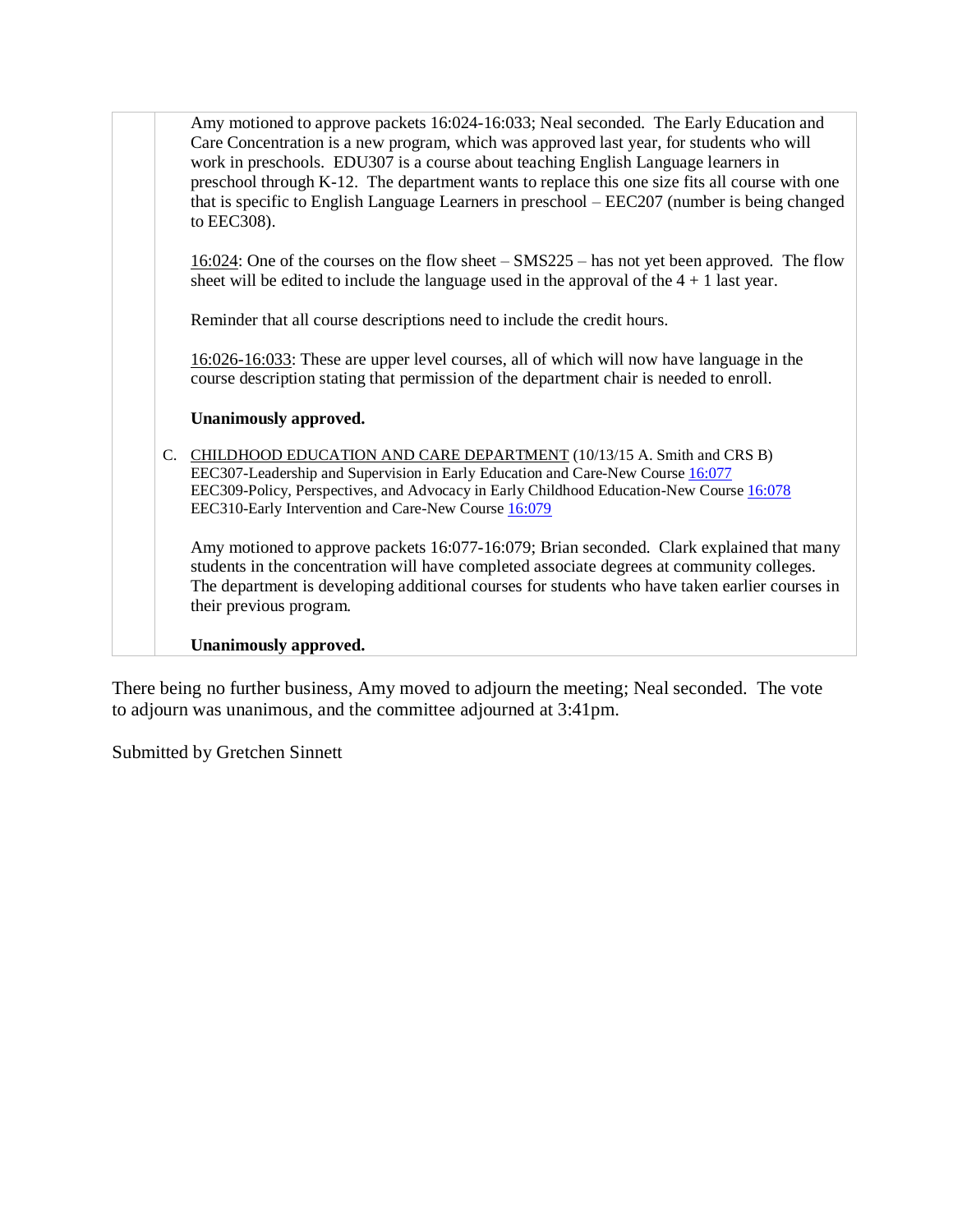Amy motioned to approve packets 16:024-16:033; Neal seconded. The Early Education and Care Concentration is a new program, which was approved last year, for students who will work in preschools. EDU307 is a course about teaching English Language learners in preschool through K-12. The department wants to replace this one size fits all course with one that is specific to English Language Learners in preschool – EEC207 (number is being changed to EEC308).

16:024: One of the courses on the flow sheet – SMS225 – has not yet been approved. The flow sheet will be edited to include the language used in the approval of the 4 + 1 last year.

Reminder that all course descriptions need to include the credit hours.

16:026-16:033: These are upper level courses, all of which will now have language in the course description stating that permission of the department chair is needed to enroll.

**Unanimously approved.**

C. CHILDHOOD EDUCATION AND CARE DEPARTMENT (10/13/15 A. Smith and CRS B)
EEC307-Leadership and Supervision in Early Education and Care-New Course 16:077
EEC309-Policy, Perspectives, and Advocacy in Early Childhood Education-New Course 16:078
EEC310-Early Intervention and Care-New Course 16:079

Amy motioned to approve packets 16:077-16:079; Brian seconded. Clark explained that many students in the concentration will have completed associate degrees at community colleges. The department is developing additional courses for students who have taken earlier courses in their previous program.

**Unanimously approved.**

There being no further business, Amy moved to adjourn the meeting; Neal seconded. The vote to adjourn was unanimous, and the committee adjourned at 3:41pm.

Submitted by Gretchen Sinnett